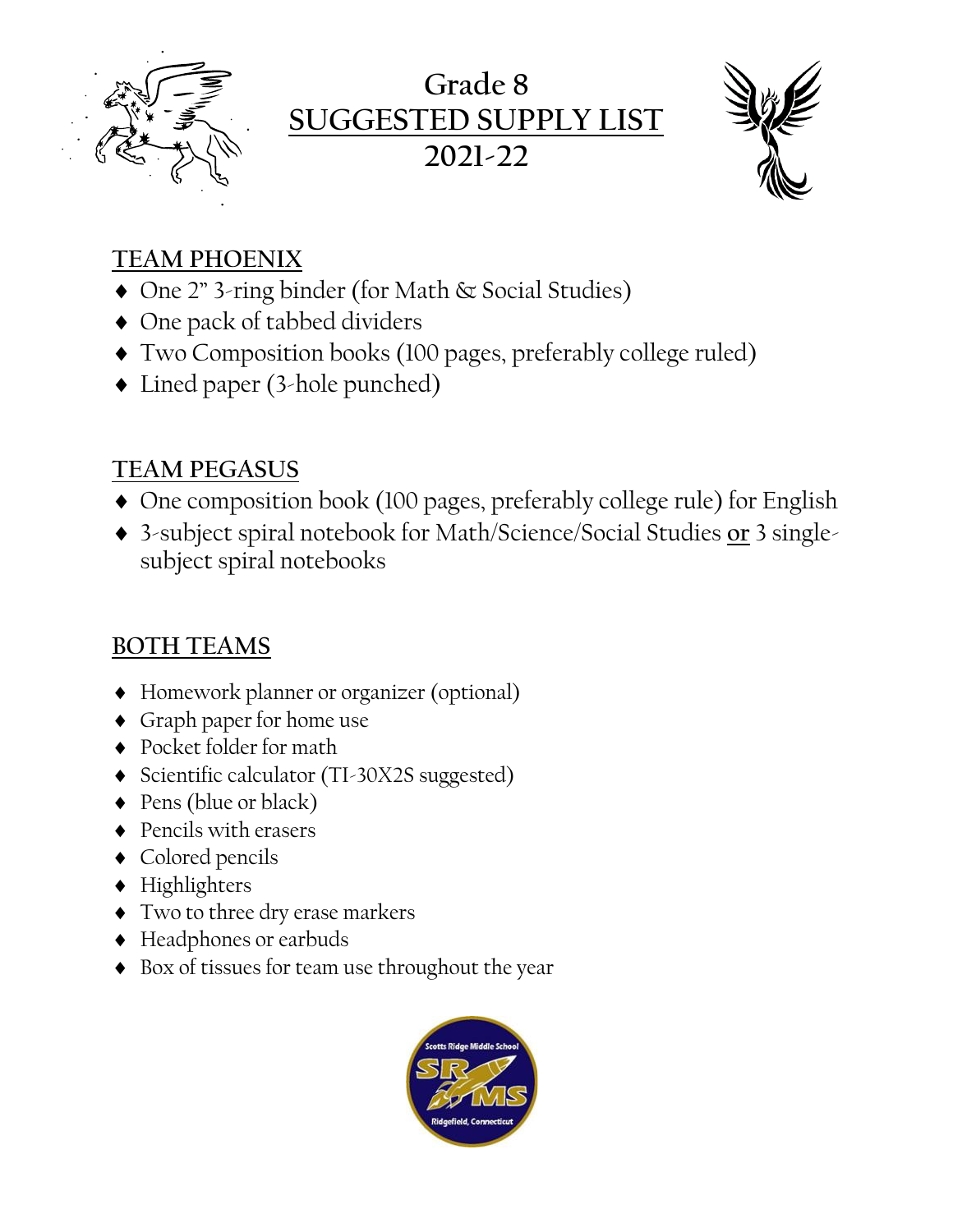# Grade 8
# SUGGESTED SUPPLY LIST
# 2021-22

## TEAM PHOENIX

- One 2" 3-ring binder (for Math & Social Studies)
- One pack of tabbed dividers
- Two Composition books (100 pages, preferably college ruled)
- Lined paper (3-hole punched)

## TEAM PEGASUS

- One composition book (100 pages, preferably college rule) for English
- 3-subject spiral notebook for Math/Science/Social Studies **or** 3 single-subject spiral notebooks

## BOTH TEAMS

- Homework planner or organizer (optional)
- Graph paper for home use
- Pocket folder for math
- Scientific calculator (TI-30X2S suggested)
- Pens (blue or black)
- Pencils with erasers
- Colored pencils
- Highlighters
- Two to three dry erase markers
- Headphones or earbuds
- Box of tissues for team use throughout the year

Scotts Ridge Middle School
SRMS
Ridgefield, Connecticut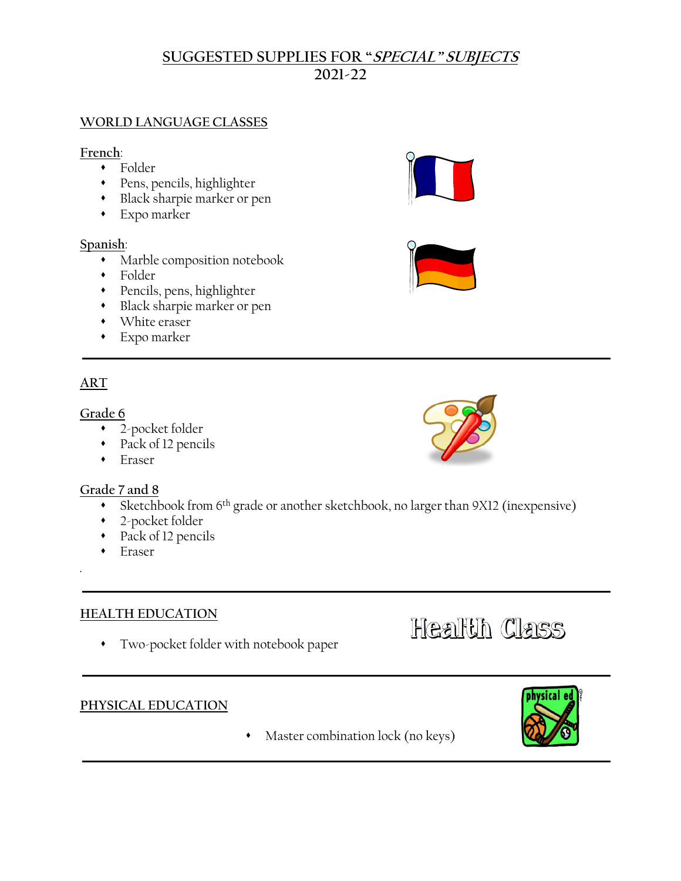# SUGGESTED SUPPLIES FOR "*SPECIAL" SUBJECTS*
## 2021-22

### WORLD LANGUAGE CLASSES

**French**:

- Folder
- Pens, pencils, highlighter
- Black sharpie marker or pen
- Expo marker

**Spanish**:

- Marble composition notebook
- Folder
- Pencils, pens, highlighter
- Black sharpie marker or pen
- White eraser
- Expo marker

---

### ART

**Grade 6**

- 2-pocket folder
- Pack of 12 pencils
- Eraser

**Grade 7 and 8**

- Sketchbook from 6th grade or another sketchbook, no larger than 9X12 (inexpensive)
- 2-pocket folder
- Pack of 12 pencils
- Eraser

---

### HEALTH EDUCATION

Health Class

- Two-pocket folder with notebook paper

---

### PHYSICAL EDUCATION

- Master combination lock (no keys)

---